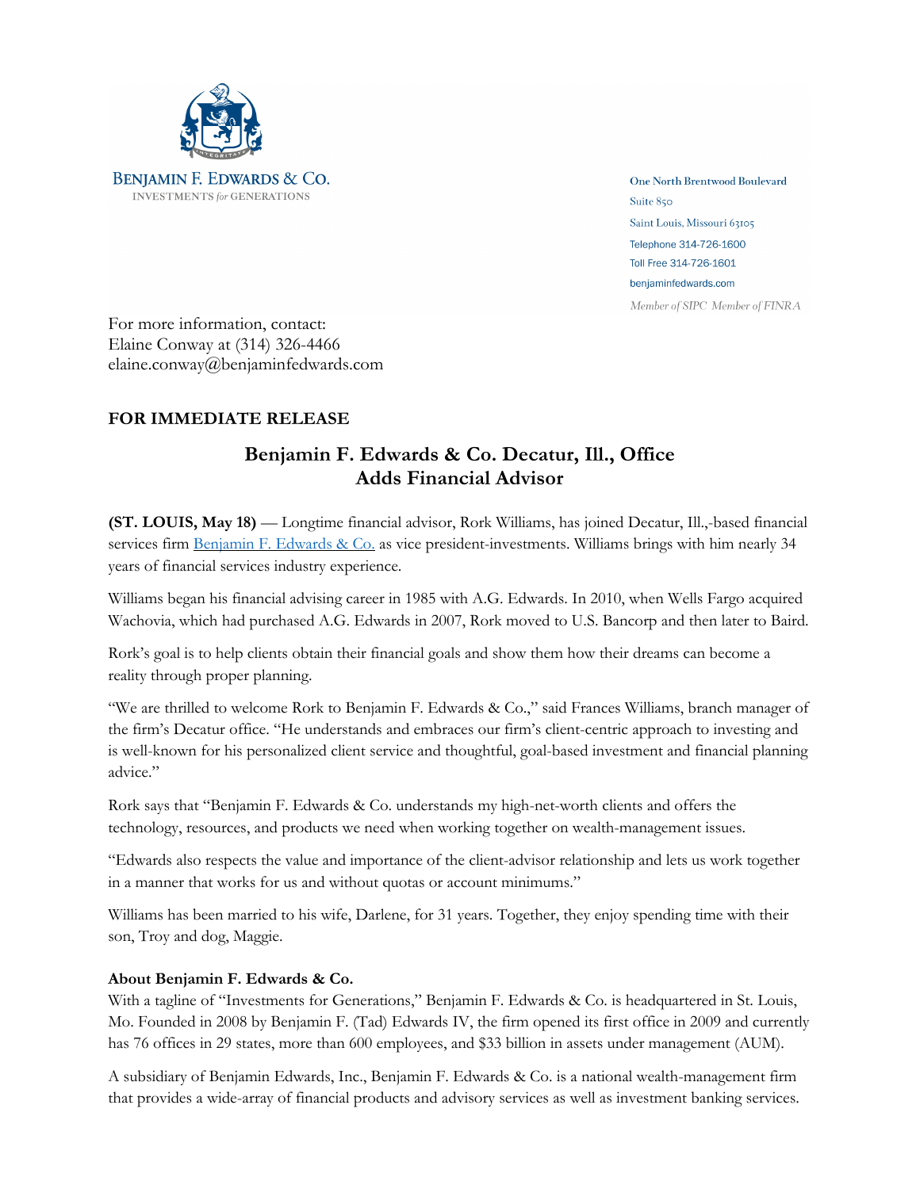BENJAMIN F. EDWARDS & CO.
INVESTMENTS *for* GENERATIONS

One North Brentwood Boulevard
Suite 850
Saint Louis, Missouri 63105
Telephone 314-726-1600
Toll Free 314-726-1601
benjaminfedwards.com
*Member of SIPC Member of FINRA*

For more information, contact:
Elaine Conway at (314) 326-4466
elaine.conway@benjaminfedwards.com

**FOR IMMEDIATE RELEASE**

## Benjamin F. Edwards & Co. Decatur, Ill., Office Adds Financial Advisor

**(ST. LOUIS, May 18)** — Longtime financial advisor, Rork Williams, has joined Decatur, Ill.,-based financial services firm Benjamin F. Edwards & Co. as vice president-investments. Williams brings with him nearly 34 years of financial services industry experience.

Williams began his financial advising career in 1985 with A.G. Edwards. In 2010, when Wells Fargo acquired Wachovia, which had purchased A.G. Edwards in 2007, Rork moved to U.S. Bancorp and then later to Baird.

Rork's goal is to help clients obtain their financial goals and show them how their dreams can become a reality through proper planning.

"We are thrilled to welcome Rork to Benjamin F. Edwards & Co.," said Frances Williams, branch manager of the firm's Decatur office. "He understands and embraces our firm's client-centric approach to investing and is well-known for his personalized client service and thoughtful, goal-based investment and financial planning advice."

Rork says that "Benjamin F. Edwards & Co. understands my high-net-worth clients and offers the technology, resources, and products we need when working together on wealth-management issues.

"Edwards also respects the value and importance of the client-advisor relationship and lets us work together in a manner that works for us and without quotas or account minimums."

Williams has been married to his wife, Darlene, for 31 years. Together, they enjoy spending time with their son, Troy and dog, Maggie.

**About Benjamin F. Edwards & Co.**

With a tagline of "Investments for Generations," Benjamin F. Edwards & Co. is headquartered in St. Louis, Mo. Founded in 2008 by Benjamin F. (Tad) Edwards IV, the firm opened its first office in 2009 and currently has 76 offices in 29 states, more than 600 employees, and $33 billion in assets under management (AUM).

A subsidiary of Benjamin Edwards, Inc., Benjamin F. Edwards & Co. is a national wealth-management firm that provides a wide-array of financial products and advisory services as well as investment banking services.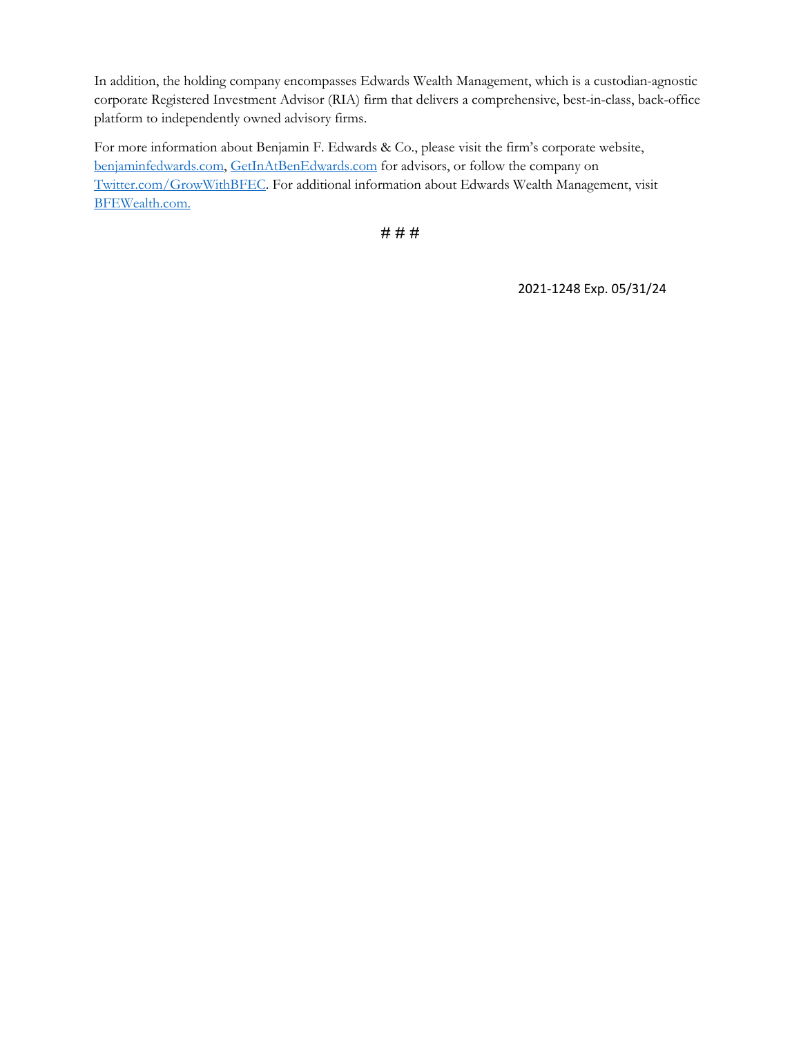In addition, the holding company encompasses Edwards Wealth Management, which is a custodian-agnostic corporate Registered Investment Advisor (RIA) firm that delivers a comprehensive, best-in-class, back-office platform to independently owned advisory firms.

For more information about Benjamin F. Edwards & Co., please visit the firm's corporate website, benjaminfedwards.com, GetInAtBenEdwards.com for advisors, or follow the company on Twitter.com/GrowWithBFEC. For additional information about Edwards Wealth Management, visit BFEWealth.com.

# # #

2021-1248 Exp. 05/31/24